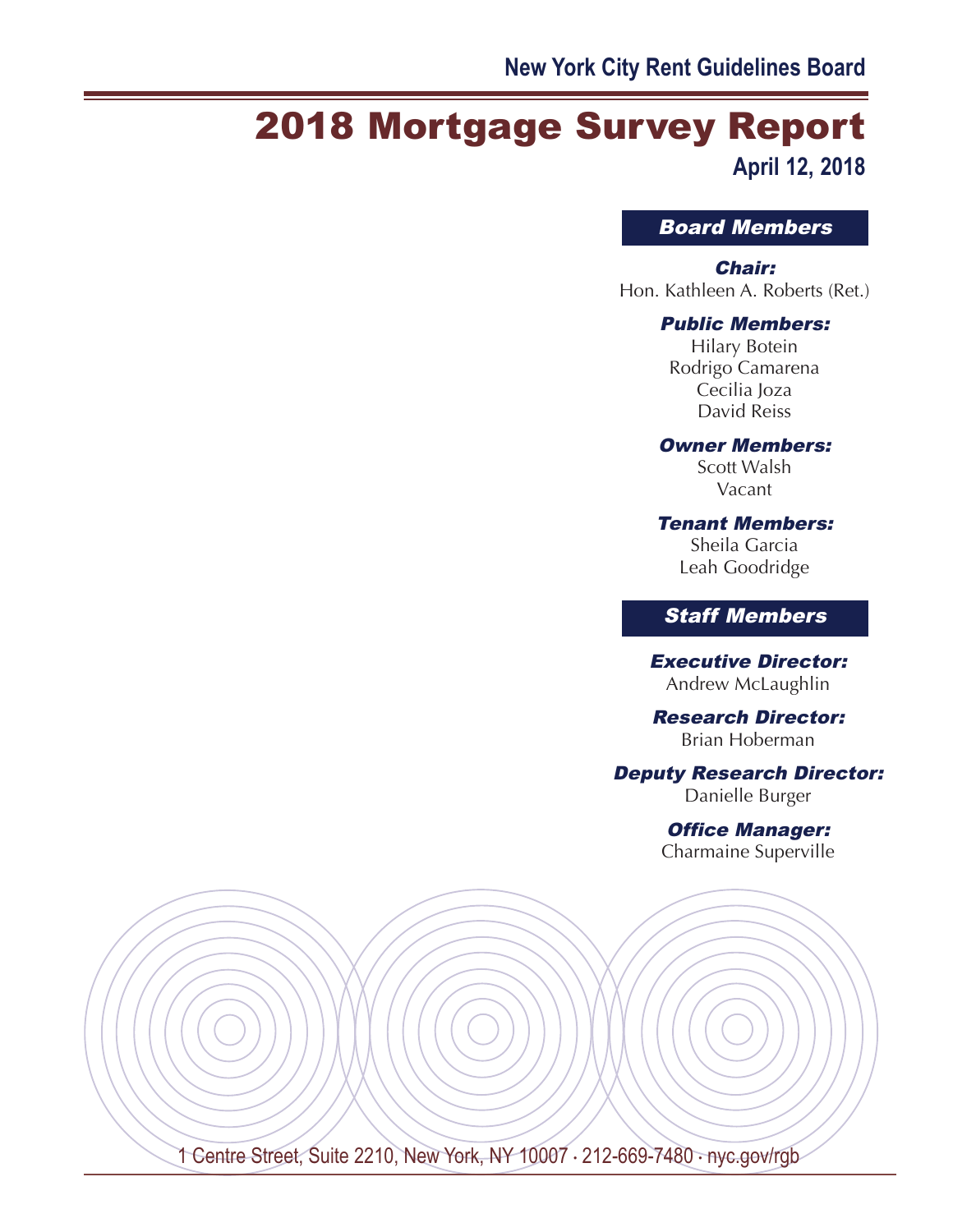New York City Rent Guidelines Board

# 2018 Mortgage Survey Report

**April 12, 2018**

## *Board Members*

***Chair:***
Hon. Kathleen A. Roberts (Ret.)

***Public Members:***
Hilary Botein
Rodrigo Camarena
Cecilia Joza
David Reiss

***Owner Members:***
Scott Walsh
Vacant

***Tenant Members:***
Sheila Garcia
Leah Goodridge

## *Staff Members*

***Executive Director:***
Andrew McLaughlin

***Research Director:***
Brian Hoberman

***Deputy Research Director:***
Danielle Burger

***Office Manager:***
Charmaine Superville

1 Centre Street, Suite 2210, New York, NY 10007 · 212-669-7480 · nyc.gov/rgb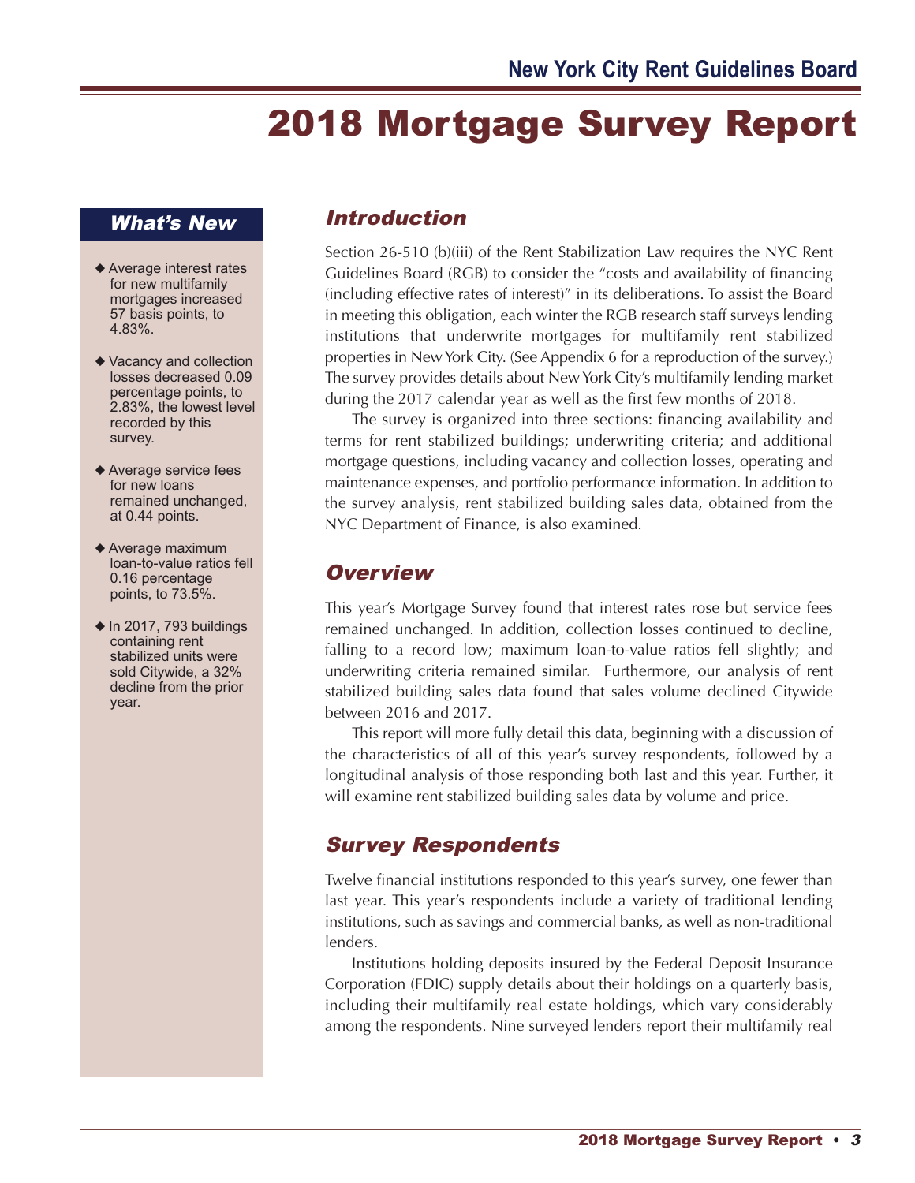# 2018 Mortgage Survey Report

## What's New

- Average interest rates for new multifamily mortgages increased 57 basis points, to 4.83%.
- Vacancy and collection losses decreased 0.09 percentage points, to 2.83%, the lowest level recorded by this survey.
- Average service fees for new loans remained unchanged, at 0.44 points.
- Average maximum loan-to-value ratios fell 0.16 percentage points, to 73.5%.
- In 2017, 793 buildings containing rent stabilized units were sold Citywide, a 32% decline from the prior year.

## Introduction

Section 26-510 (b)(iii) of the Rent Stabilization Law requires the NYC Rent Guidelines Board (RGB) to consider the "costs and availability of financing (including effective rates of interest)" in its deliberations. To assist the Board in meeting this obligation, each winter the RGB research staff surveys lending institutions that underwrite mortgages for multifamily rent stabilized properties in New York City. (See Appendix 6 for a reproduction of the survey.) The survey provides details about New York City's multifamily lending market during the 2017 calendar year as well as the first few months of 2018.

The survey is organized into three sections: financing availability and terms for rent stabilized buildings; underwriting criteria; and additional mortgage questions, including vacancy and collection losses, operating and maintenance expenses, and portfolio performance information. In addition to the survey analysis, rent stabilized building sales data, obtained from the NYC Department of Finance, is also examined.

## Overview

This year's Mortgage Survey found that interest rates rose but service fees remained unchanged. In addition, collection losses continued to decline, falling to a record low; maximum loan-to-value ratios fell slightly; and underwriting criteria remained similar. Furthermore, our analysis of rent stabilized building sales data found that sales volume declined Citywide between 2016 and 2017.

This report will more fully detail this data, beginning with a discussion of the characteristics of all of this year's survey respondents, followed by a longitudinal analysis of those responding both last and this year. Further, it will examine rent stabilized building sales data by volume and price.

## Survey Respondents

Twelve financial institutions responded to this year's survey, one fewer than last year. This year's respondents include a variety of traditional lending institutions, such as savings and commercial banks, as well as non-traditional lenders.

Institutions holding deposits insured by the Federal Deposit Insurance Corporation (FDIC) supply details about their holdings on a quarterly basis, including their multifamily real estate holdings, which vary considerably among the respondents. Nine surveyed lenders report their multifamily real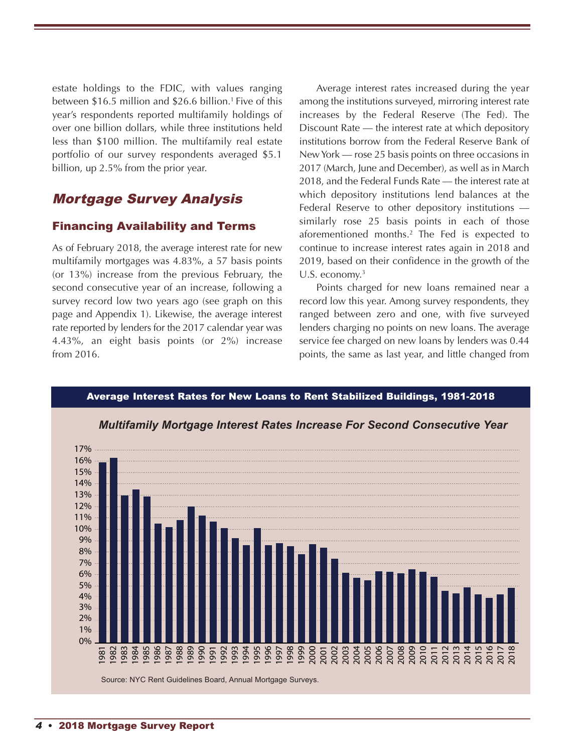estate holdings to the FDIC, with values ranging between $16.5 million and $26.6 billion.[1] Five of this year's respondents reported multifamily holdings of over one billion dollars, while three institutions held less than $100 million. The multifamily real estate portfolio of our survey respondents averaged $5.1 billion, up 2.5% from the prior year.

## *Mortgage Survey Analysis*

### Financing Availability and Terms

As of February 2018, the average interest rate for new multifamily mortgages was 4.83%, a 57 basis points (or 13%) increase from the previous February, the second consecutive year of an increase, following a survey record low two years ago (see graph on this page and Appendix 1). Likewise, the average interest rate reported by lenders for the 2017 calendar year was 4.43%, an eight basis points (or 2%) increase from 2016.

Average interest rates increased during the year among the institutions surveyed, mirroring interest rate increases by the Federal Reserve (The Fed). The Discount Rate — the interest rate at which depository institutions borrow from the Federal Reserve Bank of New York — rose 25 basis points on three occasions in 2017 (March, June and December), as well as in March 2018, and the Federal Funds Rate — the interest rate at which depository institutions lend balances at the Federal Reserve to other depository institutions — similarly rose 25 basis points in each of those aforementioned months.[2] The Fed is expected to continue to increase interest rates again in 2018 and 2019, based on their confidence in the growth of the U.S. economy.[3]

Points charged for new loans remained near a record low this year. Among survey respondents, they ranged between zero and one, with five surveyed lenders charging no points on new loans. The average service fee charged on new loans by lenders was 0.44 points, the same as last year, and little changed from

**Average Interest Rates for New Loans to Rent Stabilized Buildings, 1981-2018**

***Multifamily Mortgage Interest Rates Increase For Second Consecutive Year***

Source: NYC Rent Guidelines Board, Annual Mortgage Surveys.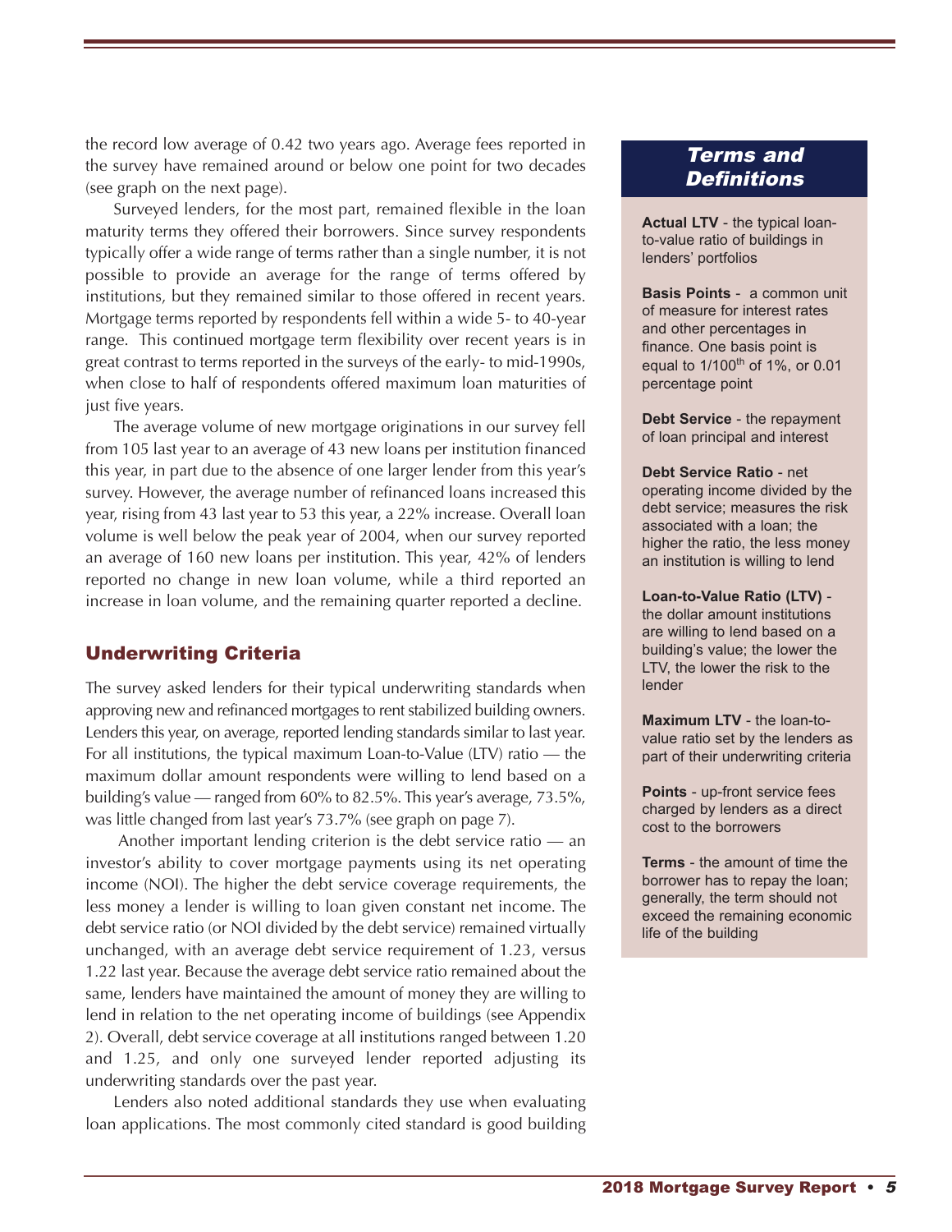the record low average of 0.42 two years ago. Average fees reported in the survey have remained around or below one point for two decades (see graph on the next page).

Surveyed lenders, for the most part, remained flexible in the loan maturity terms they offered their borrowers. Since survey respondents typically offer a wide range of terms rather than a single number, it is not possible to provide an average for the range of terms offered by institutions, but they remained similar to those offered in recent years. Mortgage terms reported by respondents fell within a wide 5- to 40-year range. This continued mortgage term flexibility over recent years is in great contrast to terms reported in the surveys of the early- to mid-1990s, when close to half of respondents offered maximum loan maturities of just five years.

The average volume of new mortgage originations in our survey fell from 105 last year to an average of 43 new loans per institution financed this year, in part due to the absence of one larger lender from this year's survey. However, the average number of refinanced loans increased this year, rising from 43 last year to 53 this year, a 22% increase. Overall loan volume is well below the peak year of 2004, when our survey reported an average of 160 new loans per institution. This year, 42% of lenders reported no change in new loan volume, while a third reported an increase in loan volume, and the remaining quarter reported a decline.

## Underwriting Criteria

The survey asked lenders for their typical underwriting standards when approving new and refinanced mortgages to rent stabilized building owners. Lenders this year, on average, reported lending standards similar to last year. For all institutions, the typical maximum Loan-to-Value (LTV) ratio — the maximum dollar amount respondents were willing to lend based on a building's value — ranged from 60% to 82.5%. This year's average, 73.5%, was little changed from last year's 73.7% (see graph on page 7).

Another important lending criterion is the debt service ratio — an investor's ability to cover mortgage payments using its net operating income (NOI). The higher the debt service coverage requirements, the less money a lender is willing to loan given constant net income. The debt service ratio (or NOI divided by the debt service) remained virtually unchanged, with an average debt service requirement of 1.23, versus 1.22 last year. Because the average debt service ratio remained about the same, lenders have maintained the amount of money they are willing to lend in relation to the net operating income of buildings (see Appendix 2). Overall, debt service coverage at all institutions ranged between 1.20 and 1.25, and only one surveyed lender reported adjusting its underwriting standards over the past year.

Lenders also noted additional standards they use when evaluating loan applications. The most commonly cited standard is good building

### *Terms and Definitions*

**Actual LTV** - the typical loan-to-value ratio of buildings in lenders' portfolios

**Basis Points** - a common unit of measure for interest rates and other percentages in finance. One basis point is equal to 1/100th of 1%, or 0.01 percentage point

**Debt Service** - the repayment of loan principal and interest

**Debt Service Ratio** - net operating income divided by the debt service; measures the risk associated with a loan; the higher the ratio, the less money an institution is willing to lend

**Loan-to-Value Ratio (LTV)** - the dollar amount institutions are willing to lend based on a building's value; the lower the LTV, the lower the risk to the lender

**Maximum LTV** - the loan-to-value ratio set by the lenders as part of their underwriting criteria

**Points** - up-front service fees charged by lenders as a direct cost to the borrowers

**Terms** - the amount of time the borrower has to repay the loan; generally, the term should not exceed the remaining economic life of the building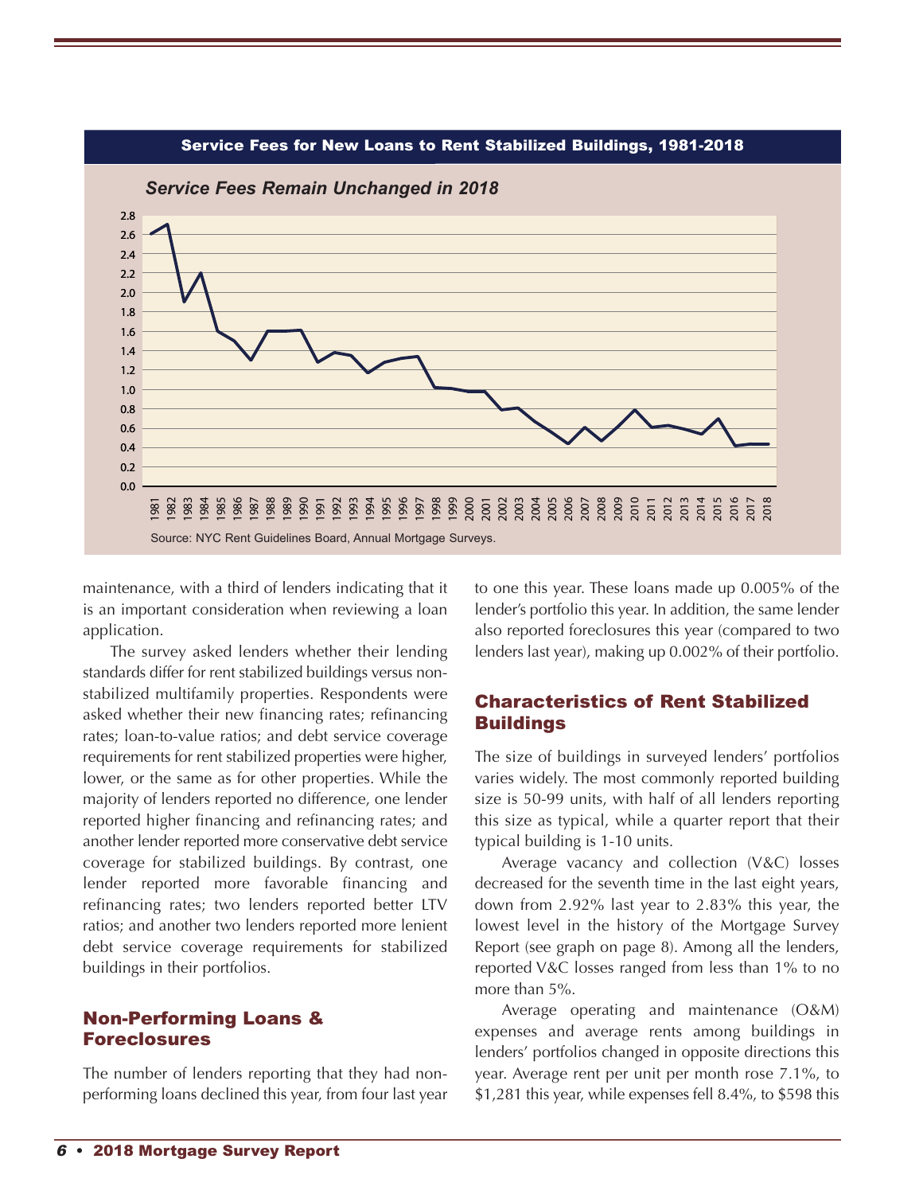**Service Fees for New Loans to Rent Stabilized Buildings, 1981-2018**

*Service Fees Remain Unchanged in 2018*

Source: NYC Rent Guidelines Board, Annual Mortgage Surveys.

maintenance, with a third of lenders indicating that it is an important consideration when reviewing a loan application.

The survey asked lenders whether their lending standards differ for rent stabilized buildings versus non-stabilized multifamily properties. Respondents were asked whether their new financing rates; refinancing rates; loan-to-value ratios; and debt service coverage requirements for rent stabilized properties were higher, lower, or the same as for other properties. While the majority of lenders reported no difference, one lender reported higher financing and refinancing rates; and another lender reported more conservative debt service coverage for stabilized buildings. By contrast, one lender reported more favorable financing and refinancing rates; two lenders reported better LTV ratios; and another two lenders reported more lenient debt service coverage requirements for stabilized buildings in their portfolios.

## Non-Performing Loans & Foreclosures

The number of lenders reporting that they had non-performing loans declined this year, from four last year to one this year. These loans made up 0.005% of the lender's portfolio this year. In addition, the same lender also reported foreclosures this year (compared to two lenders last year), making up 0.002% of their portfolio.

## Characteristics of Rent Stabilized Buildings

The size of buildings in surveyed lenders' portfolios varies widely. The most commonly reported building size is 50-99 units, with half of all lenders reporting this size as typical, while a quarter report that their typical building is 1-10 units.

Average vacancy and collection (V&C) losses decreased for the seventh time in the last eight years, down from 2.92% last year to 2.83% this year, the lowest level in the history of the Mortgage Survey Report (see graph on page 8). Among all the lenders, reported V&C losses ranged from less than 1% to no more than 5%.

Average operating and maintenance (O&M) expenses and average rents among buildings in lenders' portfolios changed in opposite directions this year. Average rent per unit per month rose 7.1%, to $1,281 this year, while expenses fell 8.4%, to $598 this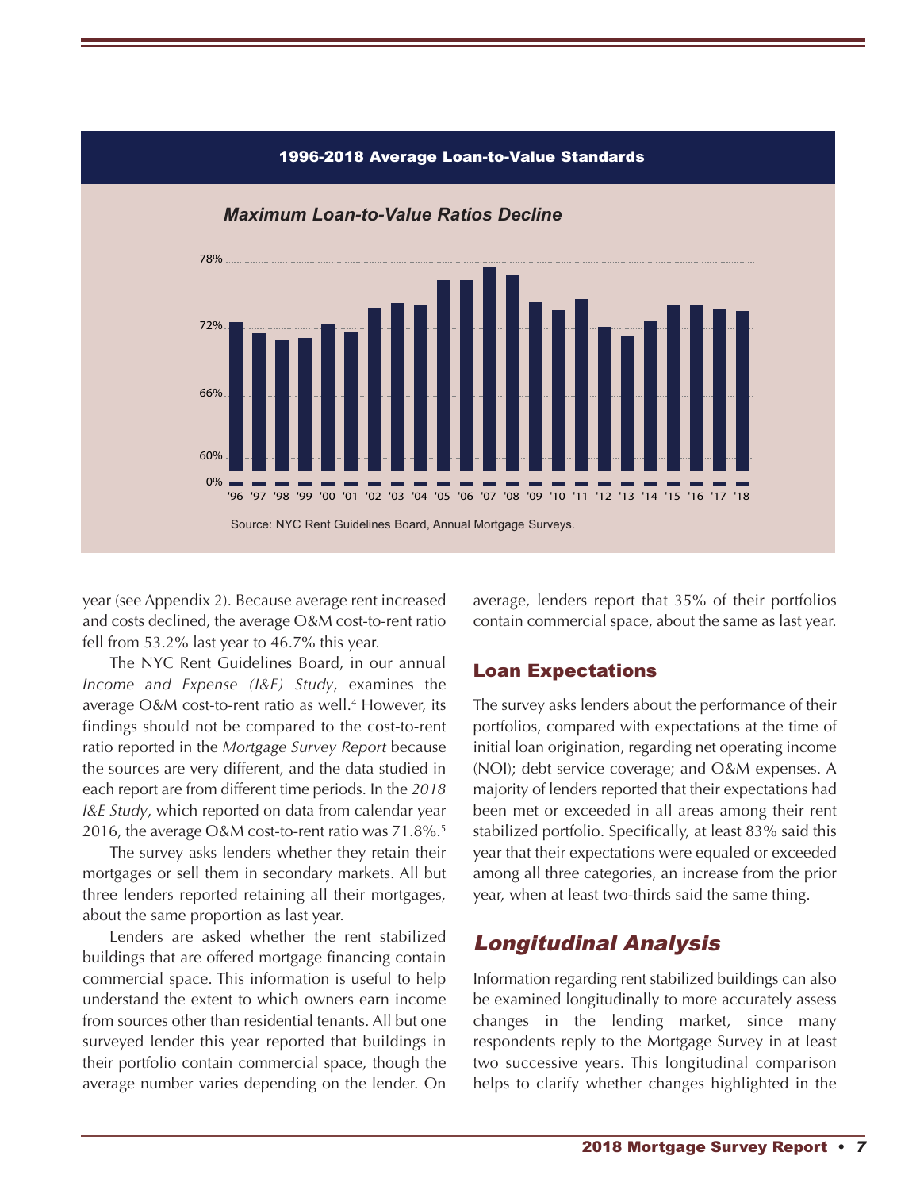**1996-2018 Average Loan-to-Value Standards**

*Maximum Loan-to-Value Ratios Decline*

Source: NYC Rent Guidelines Board, Annual Mortgage Surveys.

year (see Appendix 2). Because average rent increased and costs declined, the average O&M cost-to-rent ratio fell from 53.2% last year to 46.7% this year.

The NYC Rent Guidelines Board, in our annual *Income and Expense (I&E) Study*, examines the average O&M cost-to-rent ratio as well.[4] However, its findings should not be compared to the cost-to-rent ratio reported in the *Mortgage Survey Report* because the sources are very different, and the data studied in each report are from different time periods. In the *2018 I&E Study*, which reported on data from calendar year 2016, the average O&M cost-to-rent ratio was 71.8%.[5]

The survey asks lenders whether they retain their mortgages or sell them in secondary markets. All but three lenders reported retaining all their mortgages, about the same proportion as last year.

Lenders are asked whether the rent stabilized buildings that are offered mortgage financing contain commercial space. This information is useful to help understand the extent to which owners earn income from sources other than residential tenants. All but one surveyed lender this year reported that buildings in their portfolio contain commercial space, though the average number varies depending on the lender. On average, lenders report that 35% of their portfolios contain commercial space, about the same as last year.

### Loan Expectations

The survey asks lenders about the performance of their portfolios, compared with expectations at the time of initial loan origination, regarding net operating income (NOI); debt service coverage; and O&M expenses. A majority of lenders reported that their expectations had been met or exceeded in all areas among their rent stabilized portfolio. Specifically, at least 83% said this year that their expectations were equaled or exceeded among all three categories, an increase from the prior year, when at least two-thirds said the same thing.

## *Longitudinal Analysis*

Information regarding rent stabilized buildings can also be examined longitudinally to more accurately assess changes in the lending market, since many respondents reply to the Mortgage Survey in at least two successive years. This longitudinal comparison helps to clarify whether changes highlighted in the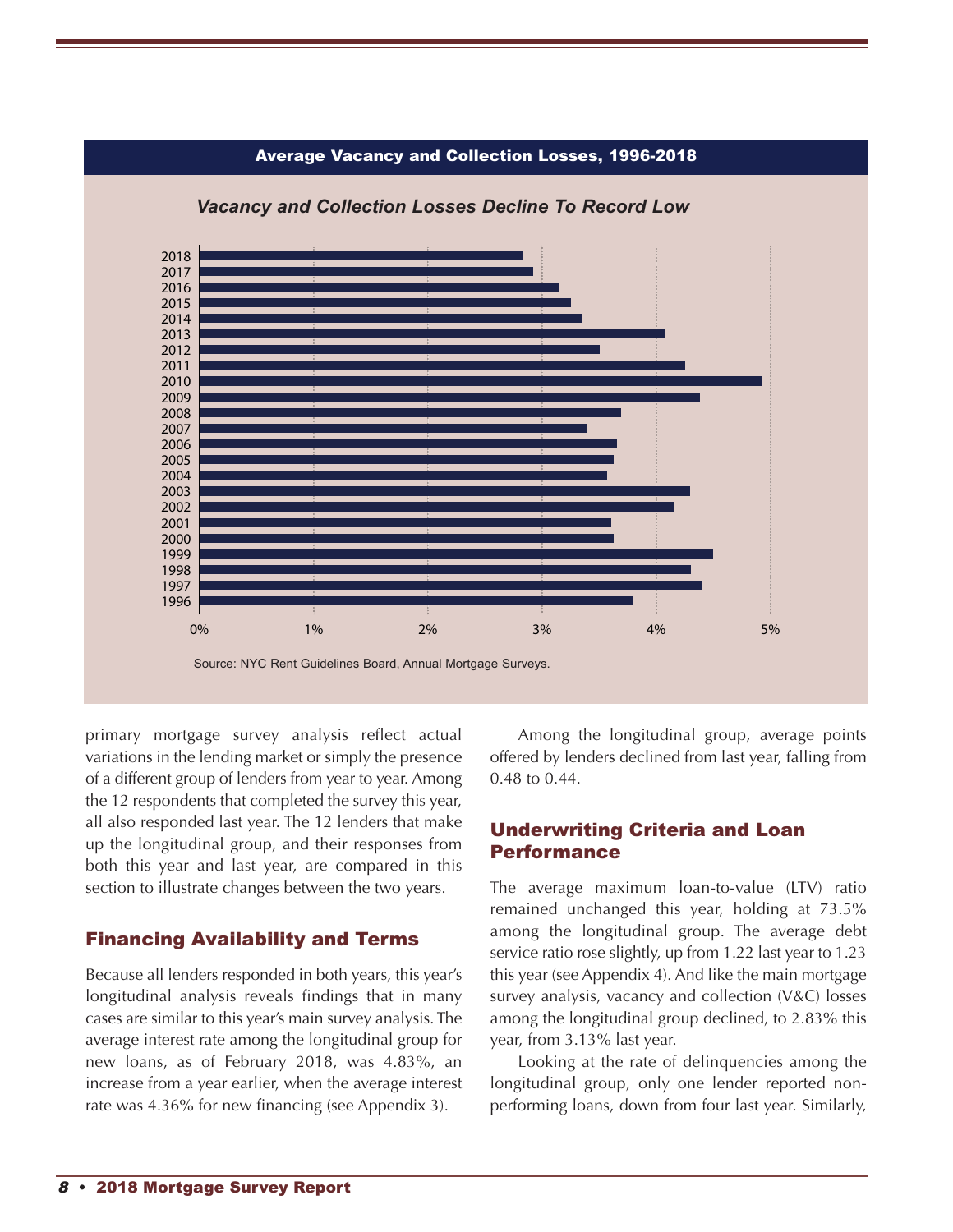**Average Vacancy and Collection Losses, 1996-2018**

*Vacancy and Collection Losses Decline To Record Low*

Source: NYC Rent Guidelines Board, Annual Mortgage Surveys.

primary mortgage survey analysis reflect actual variations in the lending market or simply the presence of a different group of lenders from year to year. Among the 12 respondents that completed the survey this year, all also responded last year. The 12 lenders that make up the longitudinal group, and their responses from both this year and last year, are compared in this section to illustrate changes between the two years.

## Financing Availability and Terms

Because all lenders responded in both years, this year's longitudinal analysis reveals findings that in many cases are similar to this year's main survey analysis. The average interest rate among the longitudinal group for new loans, as of February 2018, was 4.83%, an increase from a year earlier, when the average interest rate was 4.36% for new financing (see Appendix 3).

Among the longitudinal group, average points offered by lenders declined from last year, falling from 0.48 to 0.44.

## Underwriting Criteria and Loan Performance

The average maximum loan-to-value (LTV) ratio remained unchanged this year, holding at 73.5% among the longitudinal group. The average debt service ratio rose slightly, up from 1.22 last year to 1.23 this year (see Appendix 4). And like the main mortgage survey analysis, vacancy and collection (V&C) losses among the longitudinal group declined, to 2.83% this year, from 3.13% last year.

Looking at the rate of delinquencies among the longitudinal group, only one lender reported non-performing loans, down from four last year. Similarly,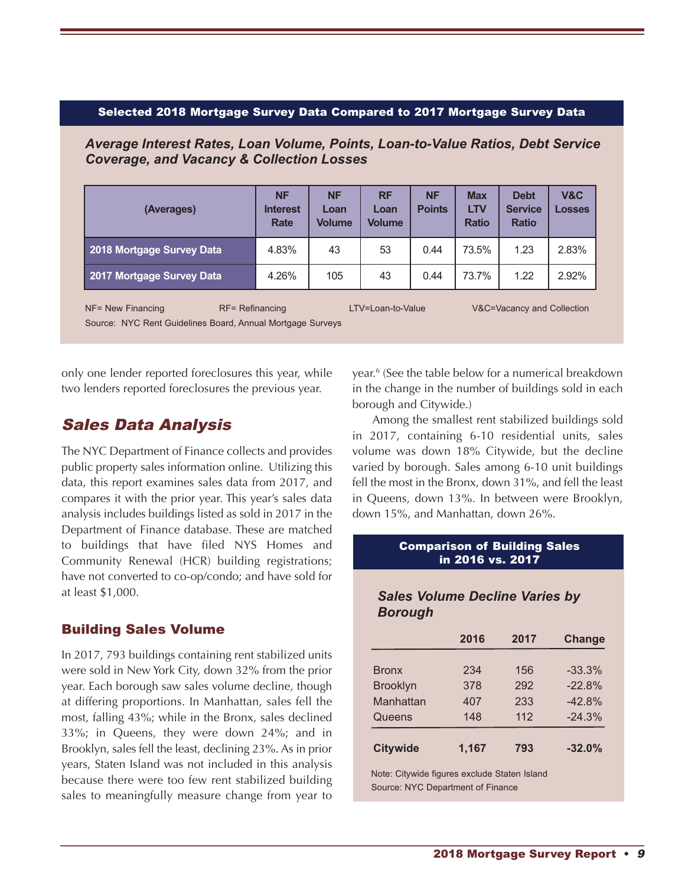**Selected 2018 Mortgage Survey Data Compared to 2017 Mortgage Survey Data**

***Average Interest Rates, Loan Volume, Points, Loan-to-Value Ratios, Debt Service Coverage, and Vacancy & Collection Losses***

| (Averages) | NF Interest Rate | NF Loan Volume | RF Loan Volume | NF Points | Max LTV Ratio | Debt Service Ratio | V&C Losses |
|---|---|---|---|---|---|---|---|
| 2018 Mortgage Survey Data | 4.83% | 43 | 53 | 0.44 | 73.5% | 1.23 | 2.83% |
| 2017 Mortgage Survey Data | 4.26% | 105 | 43 | 0.44 | 73.7% | 1.22 | 2.92% |

NF= New Financing RF= Refinancing LTV=Loan-to-Value V&C=Vacancy and Collection

Source: NYC Rent Guidelines Board, Annual Mortgage Surveys

only one lender reported foreclosures this year, while two lenders reported foreclosures the previous year.

## Sales Data Analysis

The NYC Department of Finance collects and provides public property sales information online. Utilizing this data, this report examines sales data from 2017, and compares it with the prior year. This year's sales data analysis includes buildings listed as sold in 2017 in the Department of Finance database. These are matched to buildings that have filed NYS Homes and Community Renewal (HCR) building registrations; have not converted to co-op/condo; and have sold for at least $1,000.

### Building Sales Volume

In 2017, 793 buildings containing rent stabilized units were sold in New York City, down 32% from the prior year. Each borough saw sales volume decline, though at differing proportions. In Manhattan, sales fell the most, falling 43%; while in the Bronx, sales declined 33%; in Queens, they were down 24%; and in Brooklyn, sales fell the least, declining 23%. As in prior years, Staten Island was not included in this analysis because there were too few rent stabilized building sales to meaningfully measure change from year to year.[6] (See the table below for a numerical breakdown in the change in the number of buildings sold in each borough and Citywide.)

Among the smallest rent stabilized buildings sold in 2017, containing 6-10 residential units, sales volume was down 18% Citywide, but the decline varied by borough. Sales among 6-10 unit buildings fell the most in the Bronx, down 31%, and fell the least in Queens, down 13%. In between were Brooklyn, down 15%, and Manhattan, down 26%.

**Comparison of Building Sales in 2016 vs. 2017**

***Sales Volume Decline Varies by Borough***

| | 2016 | 2017 | Change |
|---|---|---|---|
| Bronx | 234 | 156 | -33.3% |
| Brooklyn | 378 | 292 | -22.8% |
| Manhattan | 407 | 233 | -42.8% |
| Queens | 148 | 112 | -24.3% |
| **Citywide** | **1,167** | **793** | **-32.0%** |

Note: Citywide figures exclude Staten Island

Source: NYC Department of Finance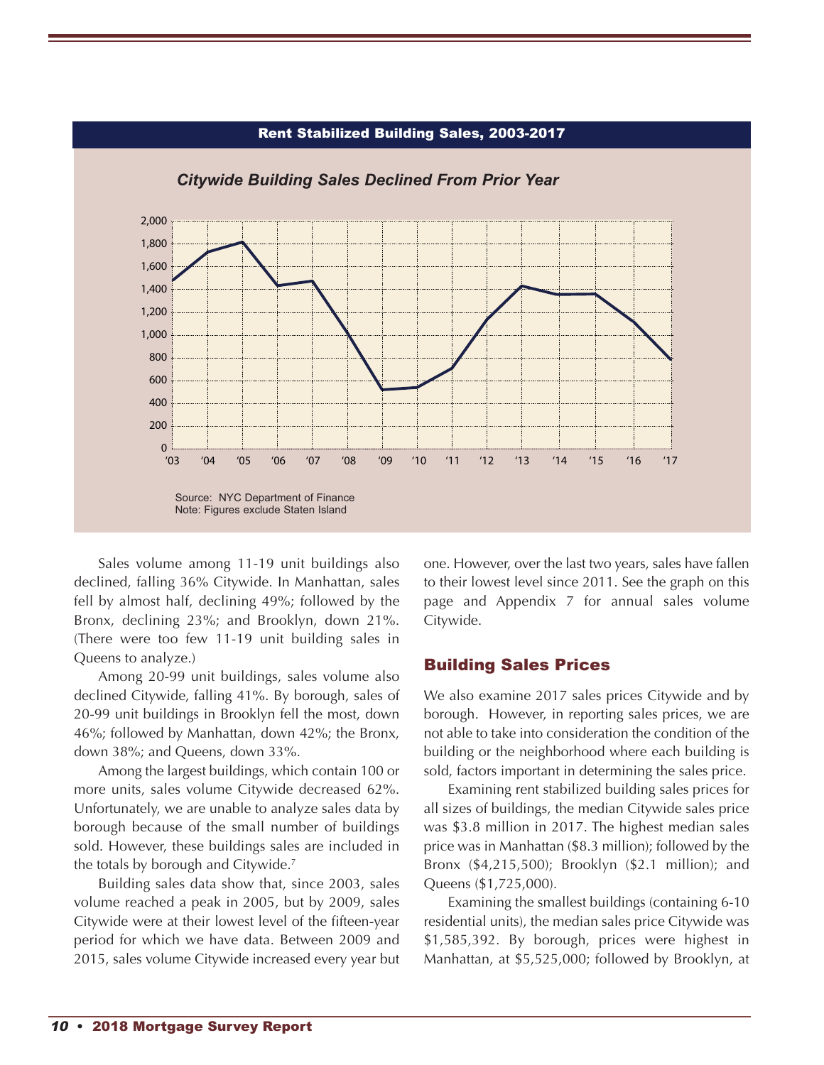**Rent Stabilized Building Sales, 2003-2017**

*Citywide Building Sales Declined From Prior Year*

Source: NYC Department of Finance
Note: Figures exclude Staten Island

Sales volume among 11-19 unit buildings also declined, falling 36% Citywide. In Manhattan, sales fell by almost half, declining 49%; followed by the Bronx, declining 23%; and Brooklyn, down 21%. (There were too few 11-19 unit building sales in Queens to analyze.)

Among 20-99 unit buildings, sales volume also declined Citywide, falling 41%. By borough, sales of 20-99 unit buildings in Brooklyn fell the most, down 46%; followed by Manhattan, down 42%; the Bronx, down 38%; and Queens, down 33%.

Among the largest buildings, which contain 100 or more units, sales volume Citywide decreased 62%. Unfortunately, we are unable to analyze sales data by borough because of the small number of buildings sold. However, these buildings sales are included in the totals by borough and Citywide.[7]

Building sales data show that, since 2003, sales volume reached a peak in 2005, but by 2009, sales Citywide were at their lowest level of the fifteen-year period for which we have data. Between 2009 and 2015, sales volume Citywide increased every year but one. However, over the last two years, sales have fallen to their lowest level since 2011. See the graph on this page and Appendix 7 for annual sales volume Citywide.

## Building Sales Prices

We also examine 2017 sales prices Citywide and by borough. However, in reporting sales prices, we are not able to take into consideration the condition of the building or the neighborhood where each building is sold, factors important in determining the sales price.

Examining rent stabilized building sales prices for all sizes of buildings, the median Citywide sales price was $3.8 million in 2017. The highest median sales price was in Manhattan ($8.3 million); followed by the Bronx ($4,215,500); Brooklyn ($2.1 million); and Queens ($1,725,000).

Examining the smallest buildings (containing 6-10 residential units), the median sales price Citywide was $1,585,392. By borough, prices were highest in Manhattan, at $5,525,000; followed by Brooklyn, at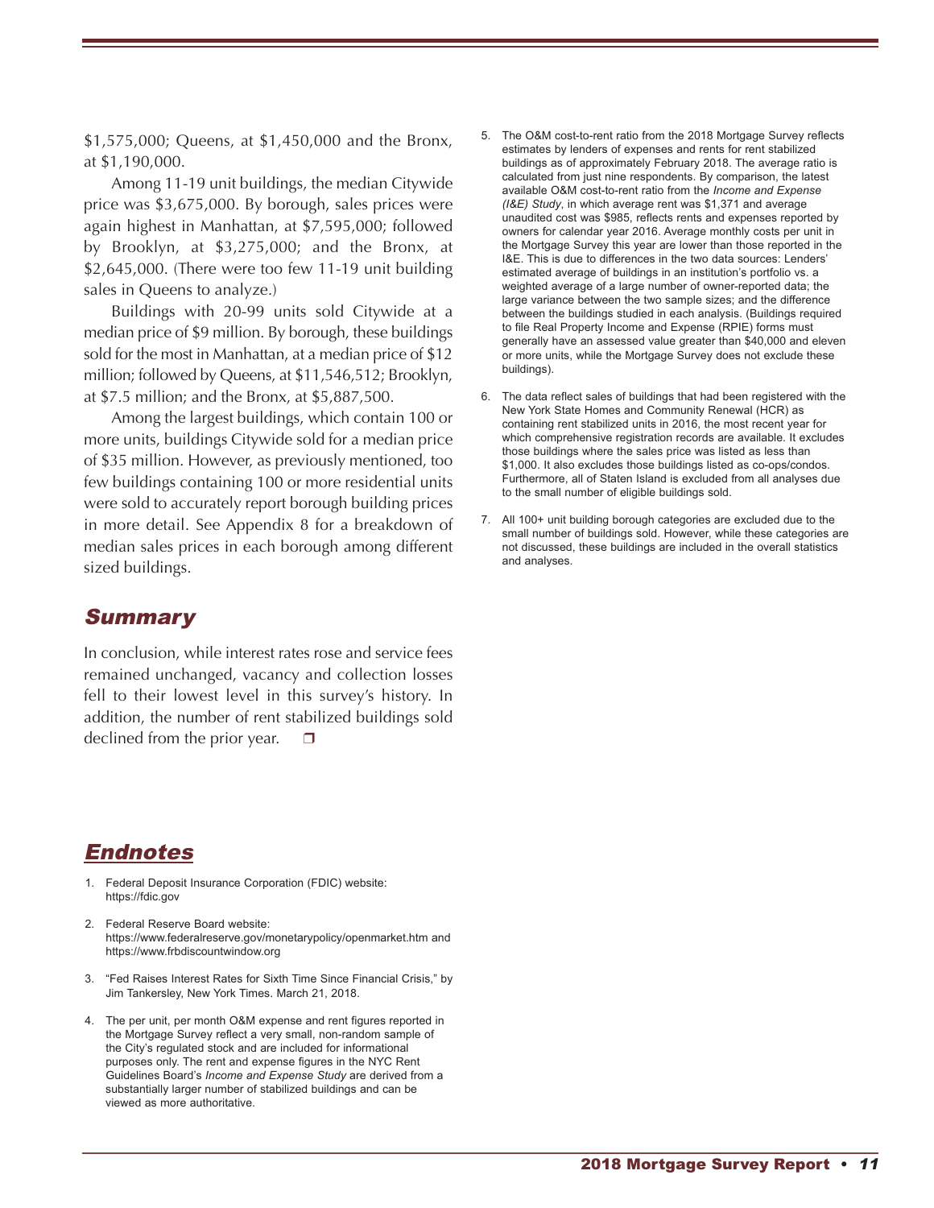$1,575,000; Queens, at $1,450,000 and the Bronx, at $1,190,000.

Among 11-19 unit buildings, the median Citywide price was $3,675,000. By borough, sales prices were again highest in Manhattan, at $7,595,000; followed by Brooklyn, at $3,275,000; and the Bronx, at $2,645,000. (There were too few 11-19 unit building sales in Queens to analyze.)

Buildings with 20-99 units sold Citywide at a median price of $9 million. By borough, these buildings sold for the most in Manhattan, at a median price of $12 million; followed by Queens, at $11,546,512; Brooklyn, at $7.5 million; and the Bronx, at $5,887,500.

Among the largest buildings, which contain 100 or more units, buildings Citywide sold for a median price of $35 million. However, as previously mentioned, too few buildings containing 100 or more residential units were sold to accurately report borough building prices in more detail. See Appendix 8 for a breakdown of median sales prices in each borough among different sized buildings.

## *Summary*

In conclusion, while interest rates rose and service fees remained unchanged, vacancy and collection losses fell to their lowest level in this survey's history. In addition, the number of rent stabilized buildings sold declined from the prior year. ❐

## *Endnotes*

1. Federal Deposit Insurance Corporation (FDIC) website: https://fdic.gov
2. Federal Reserve Board website: https://www.federalreserve.gov/monetarypolicy/openmarket.htm and https://www.frbdiscountwindow.org
3. "Fed Raises Interest Rates for Sixth Time Since Financial Crisis," by Jim Tankersley, New York Times. March 21, 2018.
4. The per unit, per month O&M expense and rent figures reported in the Mortgage Survey reflect a very small, non-random sample of the City's regulated stock and are included for informational purposes only. The rent and expense figures in the NYC Rent Guidelines Board's *Income and Expense Study* are derived from a substantially larger number of stabilized buildings and can be viewed as more authoritative.
5. The O&M cost-to-rent ratio from the 2018 Mortgage Survey reflects estimates by lenders of expenses and rents for rent stabilized buildings as of approximately February 2018. The average ratio is calculated from just nine respondents. By comparison, the latest available O&M cost-to-rent ratio from the *Income and Expense (I&E) Study*, in which average rent was $1,371 and average unaudited cost was $985, reflects rents and expenses reported by owners for calendar year 2016. Average monthly costs per unit in the Mortgage Survey this year are lower than those reported in the I&E. This is due to differences in the two data sources: Lenders' estimated average of buildings in an institution's portfolio vs. a weighted average of a large number of owner-reported data; the large variance between the two sample sizes; and the difference between the buildings studied in each analysis. (Buildings required to file Real Property Income and Expense (RPIE) forms must generally have an assessed value greater than $40,000 and eleven or more units, while the Mortgage Survey does not exclude these buildings).
6. The data reflect sales of buildings that had been registered with the New York State Homes and Community Renewal (HCR) as containing rent stabilized units in 2016, the most recent year for which comprehensive registration records are available. It excludes those buildings where the sales price was listed as less than $1,000. It also excludes those buildings listed as co-ops/condos. Furthermore, all of Staten Island is excluded from all analyses due to the small number of eligible buildings sold.
7. All 100+ unit building borough categories are excluded due to the small number of buildings sold. However, while these categories are not discussed, these buildings are included in the overall statistics and analyses.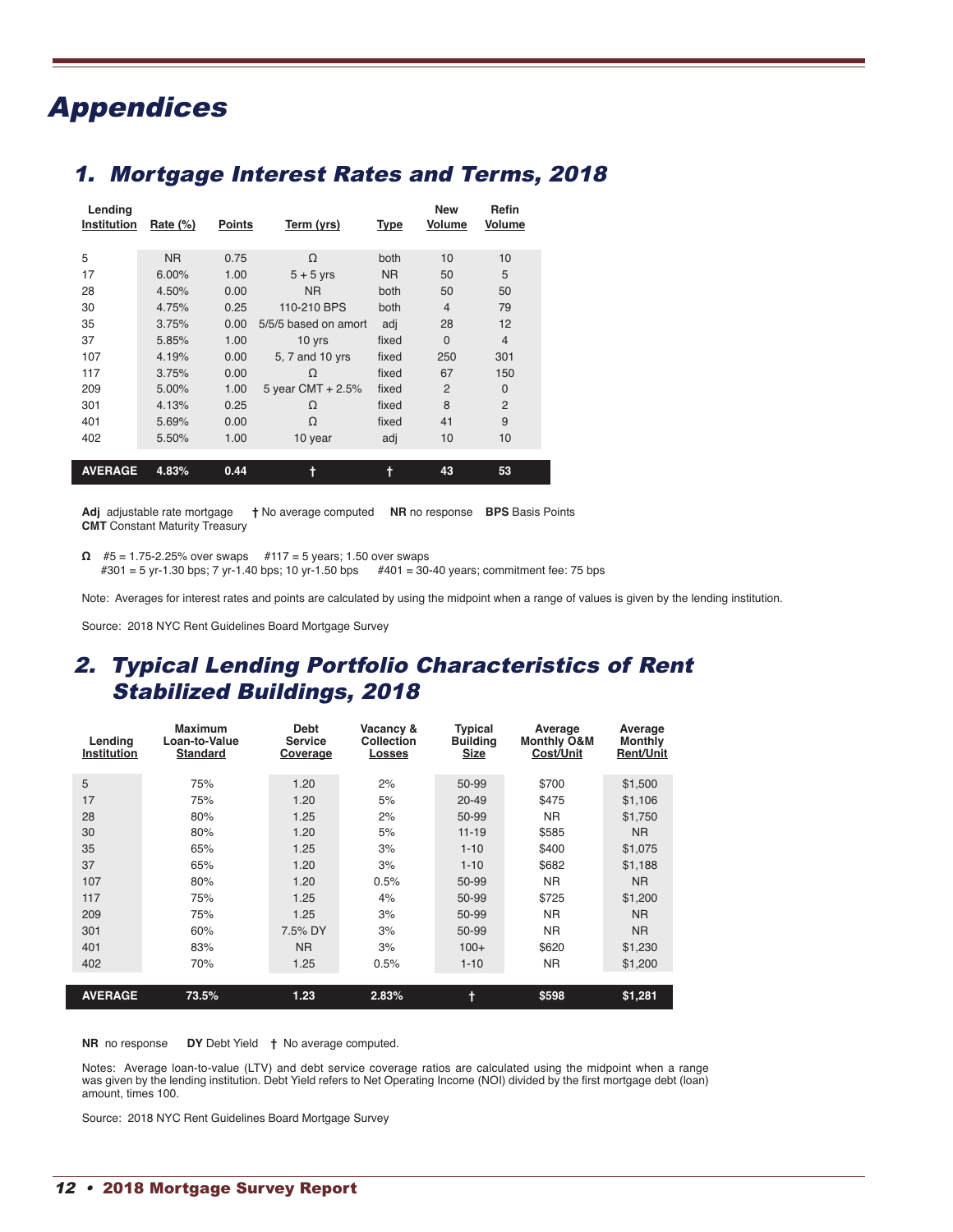# Appendices

## 1. Mortgage Interest Rates and Terms, 2018

| Lending Institution | Rate (%) | Points | Term (yrs) | Type | New Volume | Refin Volume |
|---|---|---|---|---|---|---|
| 5 | NR | 0.75 | Ω | both | 10 | 10 |
| 17 | 6.00% | 1.00 | 5 + 5 yrs | NR | 50 | 5 |
| 28 | 4.50% | 0.00 | NR | both | 50 | 50 |
| 30 | 4.75% | 0.25 | 110-210 BPS | both | 4 | 79 |
| 35 | 3.75% | 0.00 | 5/5/5 based on amort | adj | 28 | 12 |
| 37 | 5.85% | 1.00 | 10 yrs | fixed | 0 | 4 |
| 107 | 4.19% | 0.00 | 5, 7 and 10 yrs | fixed | 250 | 301 |
| 117 | 3.75% | 0.00 | Ω | fixed | 67 | 150 |
| 209 | 5.00% | 1.00 | 5 year CMT + 2.5% | fixed | 2 | 0 |
| 301 | 4.13% | 0.25 | Ω | fixed | 8 | 2 |
| 401 | 5.69% | 0.00 | Ω | fixed | 41 | 9 |
| 402 | 5.50% | 1.00 | 10 year | adj | 10 | 10 |
| **AVERAGE** | **4.83%** | **0.44** | **†** | **†** | **43** | **53** |

**Adj** adjustable rate mortgage **†** No average computed **NR** no response **BPS** Basis Points
**CMT** Constant Maturity Treasury

**Ω** #5 = 1.75-2.25% over swaps #117 = 5 years; 1.50 over swaps
#301 = 5 yr-1.30 bps; 7 yr-1.40 bps; 10 yr-1.50 bps #401 = 30-40 years; commitment fee: 75 bps

Note: Averages for interest rates and points are calculated by using the midpoint when a range of values is given by the lending institution.

Source: 2018 NYC Rent Guidelines Board Mortgage Survey

## 2. Typical Lending Portfolio Characteristics of Rent Stabilized Buildings, 2018

| Lending Institution | Maximum Loan-to-Value Standard | Debt Service Coverage | Vacancy & Collection Losses | Typical Building Size | Average Monthly O&M Cost/Unit | Average Monthly Rent/Unit |
|---|---|---|---|---|---|---|
| 5 | 75% | 1.20 | 2% | 50-99 | $700 | $1,500 |
| 17 | 75% | 1.20 | 5% | 20-49 | $475 | $1,106 |
| 28 | 80% | 1.25 | 2% | 50-99 | NR | $1,750 |
| 30 | 80% | 1.20 | 5% | 11-19 | $585 | NR |
| 35 | 65% | 1.25 | 3% | 1-10 | $400 | $1,075 |
| 37 | 65% | 1.20 | 3% | 1-10 | $682 | $1,188 |
| 107 | 80% | 1.20 | 0.5% | 50-99 | NR | NR |
| 117 | 75% | 1.25 | 4% | 50-99 | $725 | $1,200 |
| 209 | 75% | 1.25 | 3% | 50-99 | NR | NR |
| 301 | 60% | 7.5% DY | 3% | 50-99 | NR | NR |
| 401 | 83% | NR | 3% | 100+ | $620 | $1,230 |
| 402 | 70% | 1.25 | 0.5% | 1-10 | NR | $1,200 |
| **AVERAGE** | **73.5%** | **1.23** | **2.83%** | **†** | **$598** | **$1,281** |

**NR** no response **DY** Debt Yield **†** No average computed.

Notes: Average loan-to-value (LTV) and debt service coverage ratios are calculated using the midpoint when a range was given by the lending institution. Debt Yield refers to Net Operating Income (NOI) divided by the first mortgage debt (loan) amount, times 100.

Source: 2018 NYC Rent Guidelines Board Mortgage Survey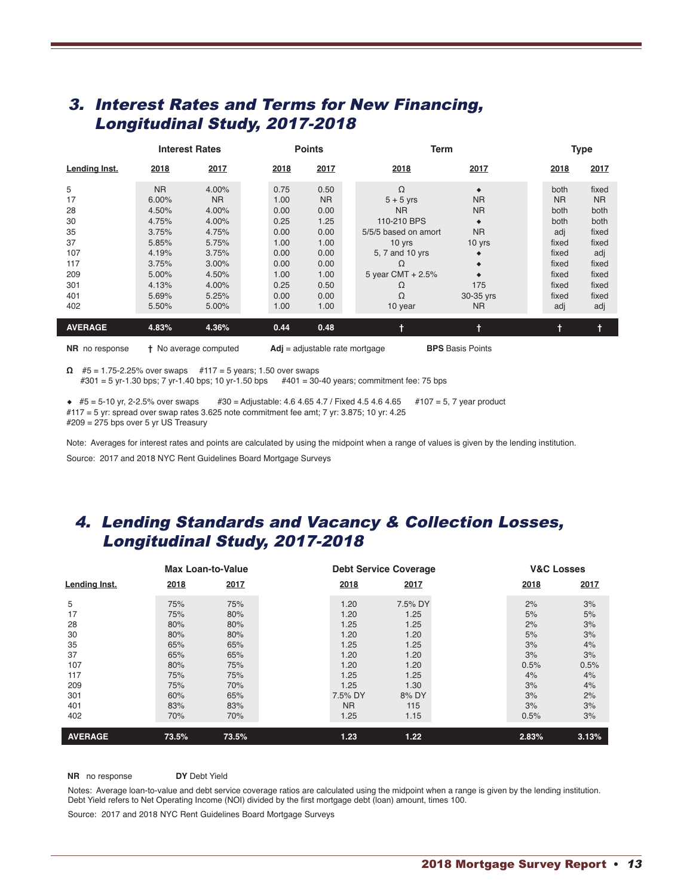## 3. Interest Rates and Terms for New Financing, Longitudinal Study, 2017-2018

| | Interest Rates | | Points | | Term | | Type | |
|---|---|---|---|---|---|---|---|---|
| Lending Inst. | 2018 | 2017 | 2018 | 2017 | 2018 | 2017 | 2018 | 2017 |
| 5 | NR | 4.00% | 0.75 | 0.50 | Ω | ◆ | both | fixed |
| 17 | 6.00% | NR | 1.00 | NR | 5 + 5 yrs | NR | NR | NR |
| 28 | 4.50% | 4.00% | 0.00 | 0.00 | NR | NR | both | both |
| 30 | 4.75% | 4.00% | 0.25 | 1.25 | 110-210 BPS | ◆ | both | both |
| 35 | 3.75% | 4.75% | 0.00 | 0.00 | 5/5/5 based on amort | NR | adj | fixed |
| 37 | 5.85% | 5.75% | 1.00 | 1.00 | 10 yrs | 10 yrs | fixed | fixed |
| 107 | 4.19% | 3.75% | 0.00 | 0.00 | 5, 7 and 10 yrs | ◆ | fixed | adj |
| 117 | 3.75% | 3.00% | 0.00 | 0.00 | Ω | ◆ | fixed | fixed |
| 209 | 5.00% | 4.50% | 1.00 | 1.00 | 5 year CMT + 2.5% | ◆ | fixed | fixed |
| 301 | 4.13% | 4.00% | 0.25 | 0.50 | Ω | 175 | fixed | fixed |
| 401 | 5.69% | 5.25% | 0.00 | 0.00 | Ω | 30-35 yrs | fixed | fixed |
| 402 | 5.50% | 5.00% | 1.00 | 1.00 | 10 year | NR | adj | adj |
| **AVERAGE** | **4.83%** | **4.36%** | **0.44** | **0.48** | † | † | † | † |

**NR** no response  † No average computed  **Adj** = adjustable rate mortgage  **BPS** Basis Points

Ω #5 = 1.75-2.25% over swaps  #117 = 5 years; 1.50 over swaps
#301 = 5 yr-1.30 bps; 7 yr-1.40 bps; 10 yr-1.50 bps  #401 = 30-40 years; commitment fee: 75 bps

◆ #5 = 5-10 yr, 2-2.5% over swaps  #30 = Adjustable: 4.6 4.65 4.7 / Fixed 4.5 4.6 4.65  #107 = 5, 7 year product
#117 = 5 yr: spread over swap rates 3.625 note commitment fee amt; 7 yr: 3.875; 10 yr: 4.25
#209 = 275 bps over 5 yr US Treasury

Note: Averages for interest rates and points are calculated by using the midpoint when a range of values is given by the lending institution.

Source: 2017 and 2018 NYC Rent Guidelines Board Mortgage Surveys

## 4. Lending Standards and Vacancy & Collection Losses, Longitudinal Study, 2017-2018

| | Max Loan-to-Value | | Debt Service Coverage | | V&C Losses | |
|---|---|---|---|---|---|---|
| Lending Inst. | 2018 | 2017 | 2018 | 2017 | 2018 | 2017 |
| 5 | 75% | 75% | 1.20 | 7.5% DY | 2% | 3% |
| 17 | 75% | 80% | 1.20 | 1.25 | 5% | 5% |
| 28 | 80% | 80% | 1.25 | 1.25 | 2% | 3% |
| 30 | 80% | 80% | 1.20 | 1.20 | 5% | 3% |
| 35 | 65% | 65% | 1.25 | 1.25 | 3% | 4% |
| 37 | 65% | 65% | 1.20 | 1.20 | 3% | 3% |
| 107 | 80% | 75% | 1.20 | 1.20 | 0.5% | 0.5% |
| 117 | 75% | 75% | 1.25 | 1.25 | 4% | 4% |
| 209 | 75% | 70% | 1.25 | 1.30 | 3% | 4% |
| 301 | 60% | 65% | 7.5% DY | 8% DY | 3% | 2% |
| 401 | 83% | 83% | NR | 115 | 3% | 3% |
| 402 | 70% | 70% | 1.25 | 1.15 | 0.5% | 3% |
| **AVERAGE** | **73.5%** | **73.5%** | **1.23** | **1.22** | **2.83%** | **3.13%** |

**NR** no response  **DY** Debt Yield

Notes: Average loan-to-value and debt service coverage ratios are calculated using the midpoint when a range is given by the lending institution. Debt Yield refers to Net Operating Income (NOI) divided by the first mortgage debt (loan) amount, times 100.

Source: 2017 and 2018 NYC Rent Guidelines Board Mortgage Surveys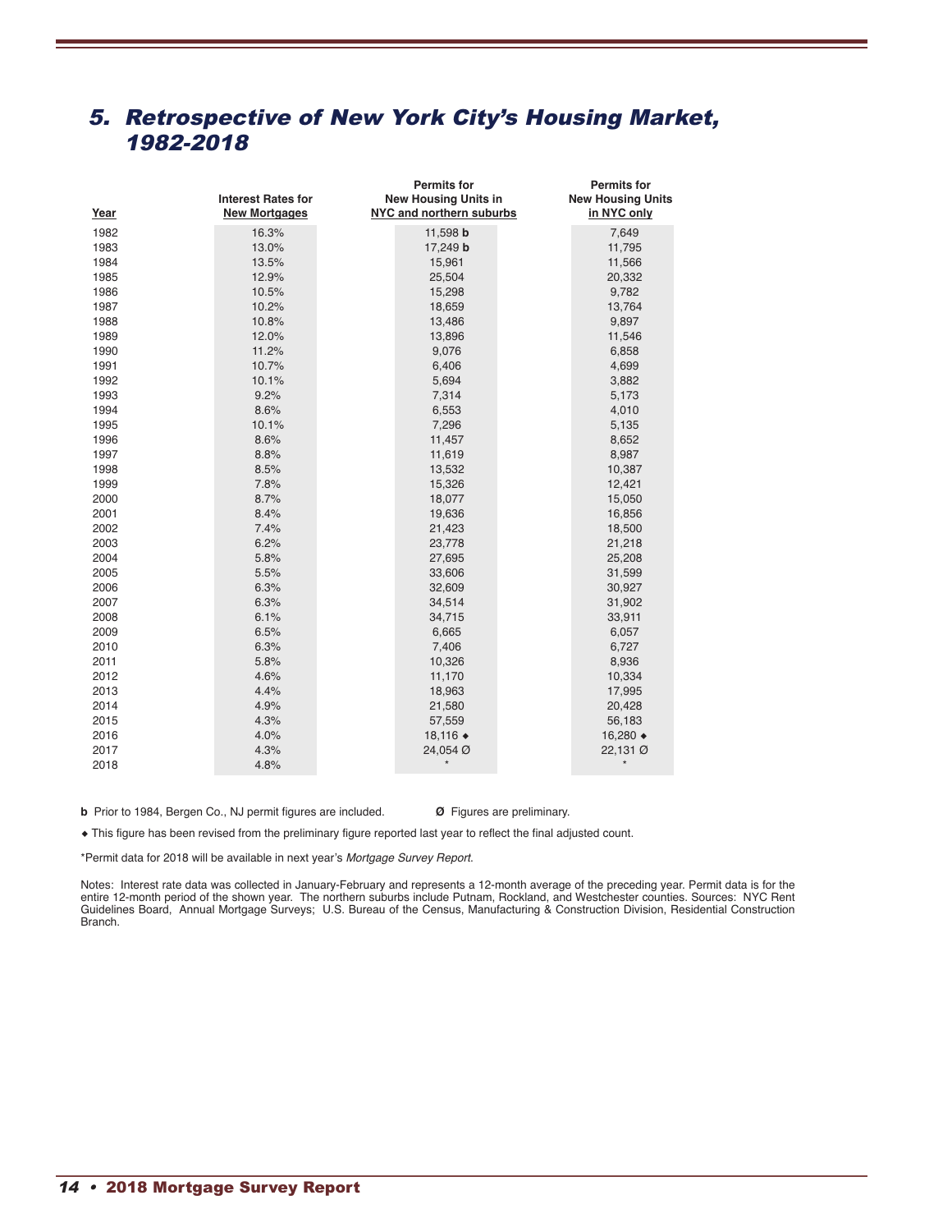## 5. *Retrospective of New York City's Housing Market, 1982-2018*

| Year | Interest Rates for New Mortgages | Permits for New Housing Units in NYC and northern suburbs | Permits for New Housing Units in NYC only |
|---|---|---|---|
| 1982 | 16.3% | 11,598 **b** | 7,649 |
| 1983 | 13.0% | 17,249 **b** | 11,795 |
| 1984 | 13.5% | 15,961 | 11,566 |
| 1985 | 12.9% | 25,504 | 20,332 |
| 1986 | 10.5% | 15,298 | 9,782 |
| 1987 | 10.2% | 18,659 | 13,764 |
| 1988 | 10.8% | 13,486 | 9,897 |
| 1989 | 12.0% | 13,896 | 11,546 |
| 1990 | 11.2% | 9,076 | 6,858 |
| 1991 | 10.7% | 6,406 | 4,699 |
| 1992 | 10.1% | 5,694 | 3,882 |
| 1993 | 9.2% | 7,314 | 5,173 |
| 1994 | 8.6% | 6,553 | 4,010 |
| 1995 | 10.1% | 7,296 | 5,135 |
| 1996 | 8.6% | 11,457 | 8,652 |
| 1997 | 8.8% | 11,619 | 8,987 |
| 1998 | 8.5% | 13,532 | 10,387 |
| 1999 | 7.8% | 15,326 | 12,421 |
| 2000 | 8.7% | 18,077 | 15,050 |
| 2001 | 8.4% | 19,636 | 16,856 |
| 2002 | 7.4% | 21,423 | 18,500 |
| 2003 | 6.2% | 23,778 | 21,218 |
| 2004 | 5.8% | 27,695 | 25,208 |
| 2005 | 5.5% | 33,606 | 31,599 |
| 2006 | 6.3% | 32,609 | 30,927 |
| 2007 | 6.3% | 34,514 | 31,902 |
| 2008 | 6.1% | 34,715 | 33,911 |
| 2009 | 6.5% | 6,665 | 6,057 |
| 2010 | 6.3% | 7,406 | 6,727 |
| 2011 | 5.8% | 10,326 | 8,936 |
| 2012 | 4.6% | 11,170 | 10,334 |
| 2013 | 4.4% | 18,963 | 17,995 |
| 2014 | 4.9% | 21,580 | 20,428 |
| 2015 | 4.3% | 57,559 | 56,183 |
| 2016 | 4.0% | 18,116 ◆ | 16,280 ◆ |
| 2017 | 4.3% | 24,054 Ø | 22,131 Ø |
| 2018 | 4.8% | * | * |

**b** Prior to 1984, Bergen Co., NJ permit figures are included.

**Ø** Figures are preliminary.

◆ This figure has been revised from the preliminary figure reported last year to reflect the final adjusted count.

*Permit data for 2018 will be available in next year's *Mortgage Survey Report*.

Notes: Interest rate data was collected in January-February and represents a 12-month average of the preceding year. Permit data is for the entire 12-month period of the shown year. The northern suburbs include Putnam, Rockland, and Westchester counties. Sources: NYC Rent Guidelines Board, Annual Mortgage Surveys; U.S. Bureau of the Census, Manufacturing & Construction Division, Residential Construction Branch.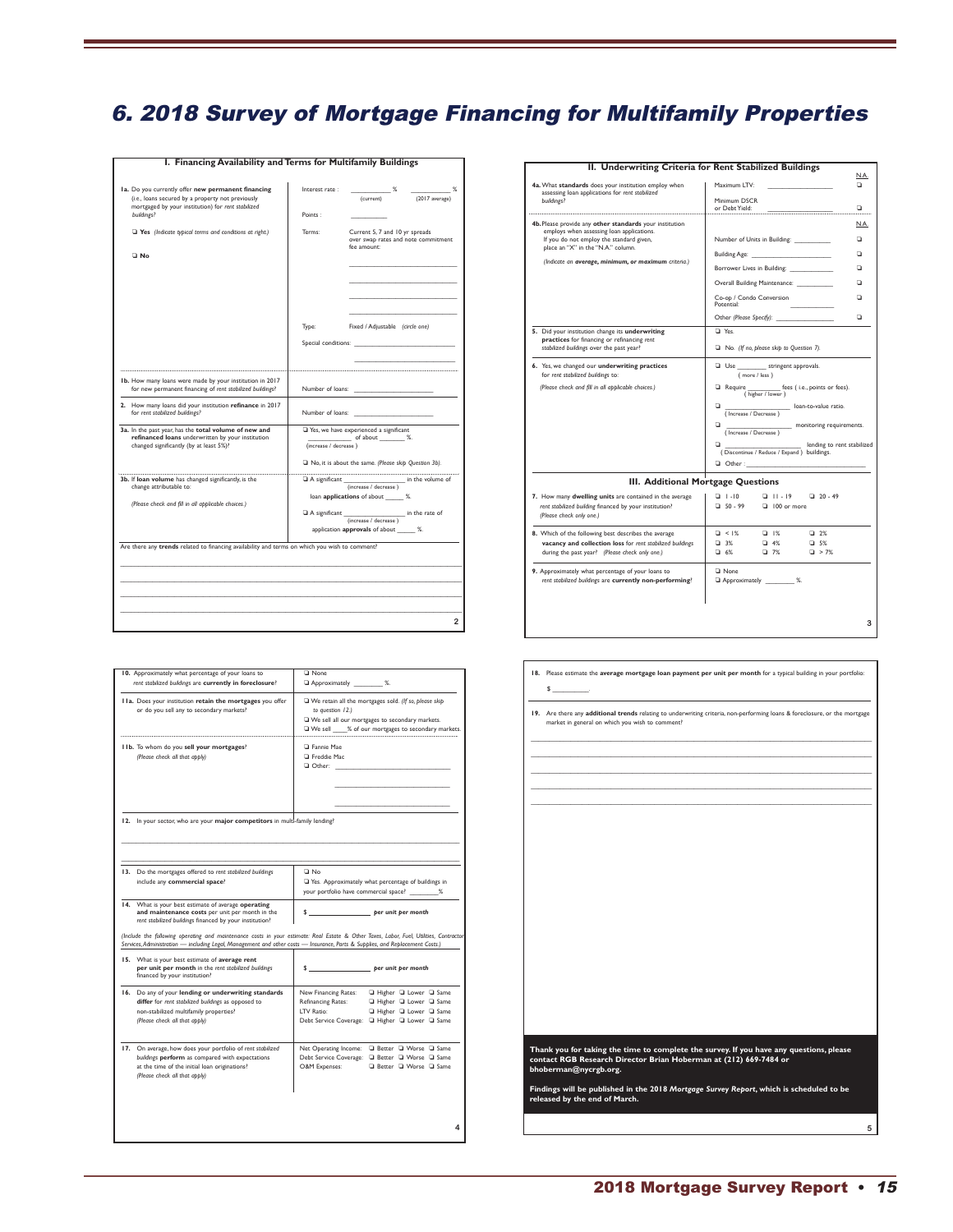# 6. 2018 Survey of Mortgage Financing for Multifamily Properties

## I. Financing Availability and Terms for Multifamily Buildings

**1a.** Do you currently offer **new permanent financing** (i.e., loans secured by a property not previously mortgaged by your institution) for *rent stabilized buildings*?

❑ **Yes** *(Indicate typical terms and conditions at right.)*

❑ **No**

Interest rate: ________ % (current) ________ % (2017 average)

Points: ________

Terms: Current 5, 7 and 10 yr spreads over swap rates and note commitment fee amount:

________________________

________________________

________________________

________________________

Type: Fixed / Adjustable *(circle one)*

Special conditions: ________________________

________________________

**1b.** How many loans were made by your institution in 2017 for new permanent financing of *rent stabilized buildings*?

Number of loans: ________________

**2.** How many loans did your institution **refinance** in 2017 for *rent stabilized buildings*?

Number of loans: ________________

**3a.** In the past year, has the **total volume of new and refinanced loans** underwritten by your institution changed significantly (by at least 5%)?

❑ Yes, we have experienced a significant ________ (increase / decrease) of about ________ %.

❑ No, it is about the same. *(Please skip Question 3b).*

**3b.** If **loan volume** has changed significantly, is the change attributable to:

*(Please check and fill in all applicable choices.)*

❑ A significant ________ (increase / decrease) in the volume of loan **applications** of about ______ %.

❑ A significant ________ (increase / decrease) in the rate of application **approvals** of about ______ %.

Are there any **trends** related to financing availability and terms on which you wish to comment?

________________________________________________

________________________________________________

________________________________________________

________________________________________________

## II. Underwriting Criteria for Rent Stabilized Buildings

**4a.** What **standards** does your institution employ when assessing loan applications for *rent stabilized buildings*?

| | | N.A. |
|---|---|---|
| Maximum LTV: | ________ | ❑ |
| Minimum DSCR or Debt Yield: | ________ | ❑ |

**4b.** Please provide any **other standards** your institution employs when assessing loan applications. If you do not employ the standard given, place an "X" in the "N.A." column.

*(Indicate an **average, minimum, or maximum** criteria.)*

| | | N.A. |
|---|---|---|
| Number of Units in Building: | ________ | ❑ |
| Building Age: | ________ | ❑ |
| Borrower Lives in Building: | ________ | ❑ |
| Overall Building Maintenance: | ________ | ❑ |
| Co-op / Condo Conversion Potential: | ________ | ❑ |
| Other *(Please Specify)*: | ________ | ❑ |

**5.** Did your institution change its **underwriting practices** for financing or refinancing *rent stabilized buildings* over the past year?

❑ Yes.

❑ No. *(If no, please skip to Question 7).*

**6.** Yes, we changed our **underwriting practices** for *rent stabilized buildings* to:

*(Please check and fill in all applicable choices.)*

❑ Use ________ (more / less) stringent approvals.

❑ Require ________ (higher / lower) fees ( i.e., points or fees).

❑ ________ (Increase / Decrease) loan-to-value ratio.

❑ ________ (Increase / Decrease) monitoring requirements.

❑ ________ (Discontinue / Reduce / Expand) lending to rent stabilized buildings.

❑ Other: ________________________

## III. Additional Mortgage Questions

**7.** How many **dwelling units** are contained in the average *rent stabilized building* financed by your institution? *(Please check only one.)*

❑ 1 - 10 ❑ 11 - 19 ❑ 20 - 49 ❑ 50 - 99 ❑ 100 or more

**8.** Which of the following best describes the average **vacancy and collection loss** for *rent stabilized buildings* during the past year? *(Please check only one.)*

❑ < 1% ❑ 1% ❑ 2% ❑ 3% ❑ 4% ❑ 5% ❑ 6% ❑ 7% ❑ > 7%

**9.** Approximately what percentage of your loans to *rent stabilized buildings* are **currently non-performing**?

❑ None

❑ Approximately ________ %.

**10.** Approximately what percentage of your loans to *rent stabilized buildings* are **currently in foreclosure**?

❑ None

❑ Approximately ________ %.

**11a.** Does your institution **retain the mortgages** you offer or do you sell any to secondary markets?

❑ We retain all the mortgages sold. *(If so, please skip to question 12.)*

❑ We sell all our mortgages to secondary markets.

❑ We sell _____% of our mortgages to secondary markets.

**11b.** To whom do you **sell your mortgages**? *(Please check all that apply)*

❑ Fannie Mae

❑ Freddie Mac

❑ Other: ________________________

________________________

________________________

**12.** In your sector, who are your **major competitors** in multi-family lending?

________________________________________________

________________________________________________

**13.** Do the mortgages offered to *rent stabilized buildings* include any **commercial space**?

❑ No

❑ Yes. Approximately what percentage of buildings in your portfolio have commercial space? ________%

**14.** What is your best estimate of *average* **operating and maintenance costs** per unit per month in the *rent stabilized buildings* financed by your institution?

$ ________________ *per unit per month*

*(Include the following operating and maintenance costs in your estimate: Real Estate & Other Taxes, Labor, Fuel, Utilities, Contractor Services, Administration — including Legal, Management and other costs — Insurance, Parts & Supplies, and Replacement Costs.)*

**15.** What is your best estimate of **average rent per unit per month** in the *rent stabilized buildings* financed by your institution?

$ ________________ *per unit per month*

**16.** Do any of your **lending or underwriting standards differ** for *rent stabilized buildings* as opposed to non-stabilized multifamily properties? *(Please check all that apply)*

| | | | |
|---|---|---|---|
| New Financing Rates: | ❑ Higher | ❑ Lower | ❑ Same |
| Refinancing Rates: | ❑ Higher | ❑ Lower | ❑ Same |
| LTV Ratio: | ❑ Higher | ❑ Lower | ❑ Same |
| Debt Service Coverage: | ❑ Higher | ❑ Lower | ❑ Same |

**17.** On average, how does your portfolio of *rent stabilized buildings* **perform** as compared with expectations at the time of the initial loan originations? *(Please check all that apply)*

| | | | |
|---|---|---|---|
| Net Operating Income: | ❑ Better | ❑ Worse | ❑ Same |
| Debt Service Coverage: | ❑ Better | ❑ Worse | ❑ Same |
| O&M Expenses: | ❑ Better | ❑ Worse | ❑ Same |

**18.** Please estimate the **average mortgage loan payment per unit per month** for a typical building in your portfolio:

$ __________.

**19.** Are there any **additional trends** relating to underwriting criteria, non-performing loans & foreclosure, or the mortgage market in general on which you wish to comment?

________________________________________________

________________________________________________

________________________________________________

________________________________________________

________________________________________________

**Thank you for taking the time to complete the survey. If you have any questions, please contact RGB Research Director Brian Hoberman at (212) 669-7484 or bhoberman@nycrgb.org.**

**Findings will be published in the 2018 *Mortgage Survey Report*, which is scheduled to be released by the end of March.**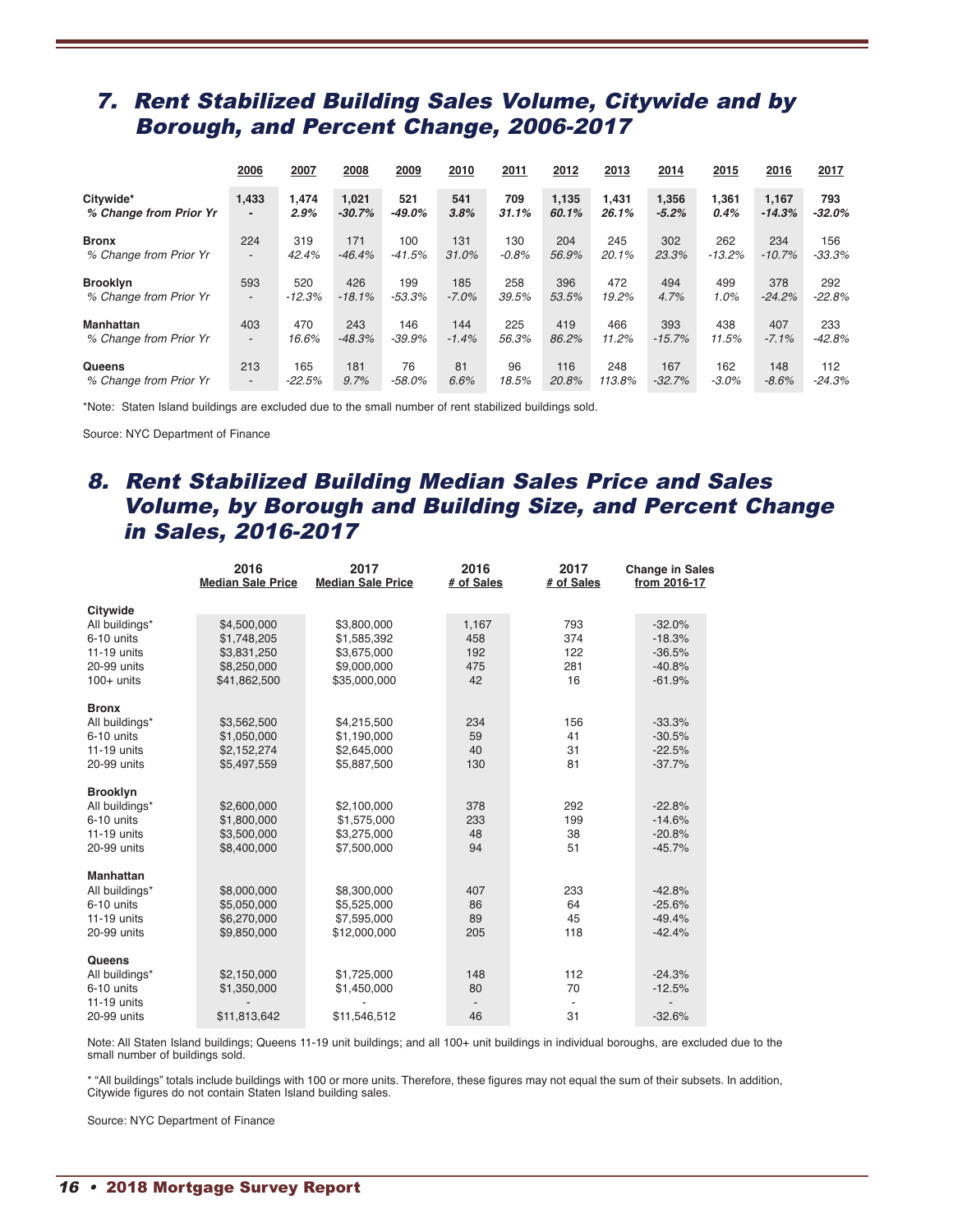## 7. Rent Stabilized Building Sales Volume, Citywide and by Borough, and Percent Change, 2006-2017

| | 2006 | 2007 | 2008 | 2009 | 2010 | 2011 | 2012 | 2013 | 2014 | 2015 | 2016 | 2017 |
|---|---|---|---|---|---|---|---|---|---|---|---|---|
| **Citywide*** | **1,433** | **1,474** | **1,021** | **521** | **541** | **709** | **1,135** | **1,431** | **1,356** | **1,361** | **1,167** | **793** |
| ***% Change from Prior Yr*** | **-** | ***2.9%*** | ***-30.7%*** | ***-49.0%*** | ***3.8%*** | ***31.1%*** | ***60.1%*** | ***26.1%*** | ***-5.2%*** | ***0.4%*** | ***-14.3%*** | ***-32.0%*** |
| **Bronx** | 224 | 319 | 171 | 100 | 131 | 130 | 204 | 245 | 302 | 262 | 234 | 156 |
| *% Change from Prior Yr* | - | *42.4%* | *-46.4%* | *-41.5%* | *31.0%* | *-0.8%* | *56.9%* | *20.1%* | *23.3%* | *-13.2%* | *-10.7%* | *-33.3%* |
| **Brooklyn** | 593 | 520 | 426 | 199 | 185 | 258 | 396 | 472 | 494 | 499 | 378 | 292 |
| *% Change from Prior Yr* | - | *-12.3%* | *-18.1%* | *-53.3%* | *-7.0%* | *39.5%* | *53.5%* | *19.2%* | *4.7%* | *1.0%* | *-24.2%* | *-22.8%* |
| **Manhattan** | 403 | 470 | 243 | 146 | 144 | 225 | 419 | 466 | 393 | 438 | 407 | 233 |
| *% Change from Prior Yr* | - | *16.6%* | *-48.3%* | *-39.9%* | *-1.4%* | *56.3%* | *86.2%* | *11.2%* | *-15.7%* | *11.5%* | *-7.1%* | *-42.8%* |
| **Queens** | 213 | 165 | 181 | 76 | 81 | 96 | 116 | 248 | 167 | 162 | 148 | 112 |
| *% Change from Prior Yr* | - | *-22.5%* | *9.7%* | *-58.0%* | *6.6%* | *18.5%* | *20.8%* | *113.8%* | *-32.7%* | *-3.0%* | *-8.6%* | *-24.3%* |

*Note: Staten Island buildings are excluded due to the small number of rent stabilized buildings sold.

Source: NYC Department of Finance

## 8. Rent Stabilized Building Median Sales Price and Sales Volume, by Borough and Building Size, and Percent Change in Sales, 2016-2017

| | 2016 Median Sale Price | 2017 Median Sale Price | 2016 # of Sales | 2017 # of Sales | Change in Sales from 2016-17 |
|---|---|---|---|---|---|
| **Citywide** | | | | | |
| All buildings* | $4,500,000 | $3,800,000 | 1,167 | 793 | -32.0% |
| 6-10 units | $1,748,205 | $1,585,392 | 458 | 374 | -18.3% |
| 11-19 units | $3,831,250 | $3,675,000 | 192 | 122 | -36.5% |
| 20-99 units | $8,250,000 | $9,000,000 | 475 | 281 | -40.8% |
| 100+ units | $41,862,500 | $35,000,000 | 42 | 16 | -61.9% |
| **Bronx** | | | | | |
| All buildings* | $3,562,500 | $4,215,500 | 234 | 156 | -33.3% |
| 6-10 units | $1,050,000 | $1,190,000 | 59 | 41 | -30.5% |
| 11-19 units | $2,152,274 | $2,645,000 | 40 | 31 | -22.5% |
| 20-99 units | $5,497,559 | $5,887,500 | 130 | 81 | -37.7% |
| **Brooklyn** | | | | | |
| All buildings* | $2,600,000 | $2,100,000 | 378 | 292 | -22.8% |
| 6-10 units | $1,800,000 | $1,575,000 | 233 | 199 | -14.6% |
| 11-19 units | $3,500,000 | $3,275,000 | 48 | 38 | -20.8% |
| 20-99 units | $8,400,000 | $7,500,000 | 94 | 51 | -45.7% |
| **Manhattan** | | | | | |
| All buildings* | $8,000,000 | $8,300,000 | 407 | 233 | -42.8% |
| 6-10 units | $5,050,000 | $5,525,000 | 86 | 64 | -25.6% |
| 11-19 units | $6,270,000 | $7,595,000 | 89 | 45 | -49.4% |
| 20-99 units | $9,850,000 | $12,000,000 | 205 | 118 | -42.4% |
| **Queens** | | | | | |
| All buildings* | $2,150,000 | $1,725,000 | 148 | 112 | -24.3% |
| 6-10 units | $1,350,000 | $1,450,000 | 80 | 70 | -12.5% |
| 11-19 units | - | - | - | - | - |
| 20-99 units | $11,813,642 | $11,546,512 | 46 | 31 | -32.6% |

Note: All Staten Island buildings; Queens 11-19 unit buildings; and all 100+ unit buildings in individual boroughs, are excluded due to the small number of buildings sold.

* "All buildings" totals include buildings with 100 or more units. Therefore, these figures may not equal the sum of their subsets. In addition, Citywide figures do not contain Staten Island building sales.

Source: NYC Department of Finance